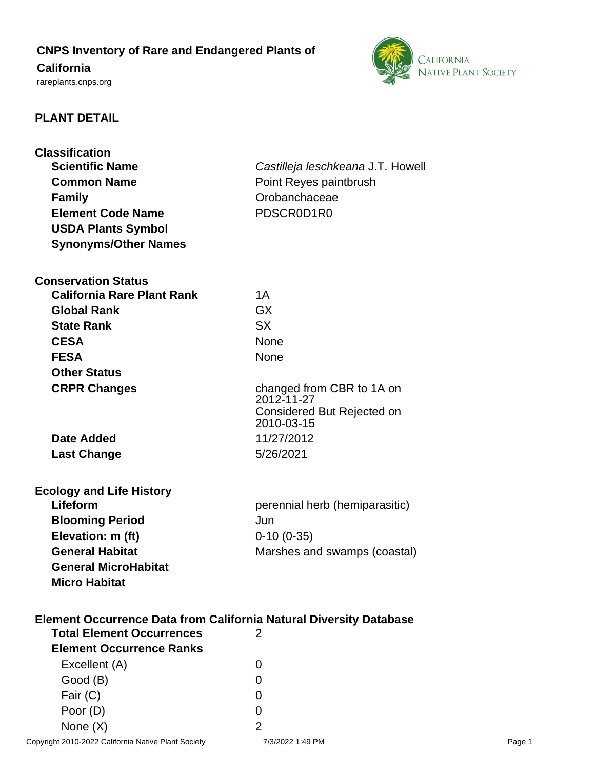# CNPS Inventory of Rare and Endangered Plants of California

rareplants.cnps.org

## PLANT DETAIL

### Classification

| | |
|---|---|
| **Scientific Name** | *Castilleja leschkeana* J.T. Howell |
| **Common Name** | Point Reyes paintbrush |
| **Family** | Orobanchaceae |
| **Element Code Name** | PDSCR0D1R0 |
| **USDA Plants Symbol** | |
| **Synonyms/Other Names** | |

### Conservation Status

| | |
|---|---|
| **California Rare Plant Rank** | 1A |
| **Global Rank** | GX |
| **State Rank** | SX |
| **CESA** | None |
| **FESA** | None |
| **Other Status** | |
| **CRPR Changes** | changed from CBR to 1A on 2012-11-27<br>Considered But Rejected on 2010-03-15 |
| **Date Added** | 11/27/2012 |
| **Last Change** | 5/26/2021 |

### Ecology and Life History

| | |
|---|---|
| **Lifeform** | perennial herb (hemiparasitic) |
| **Blooming Period** | Jun |
| **Elevation: m (ft)** | 0-10 (0-35) |
| **General Habitat** | Marshes and swamps (coastal) |
| **General MicroHabitat** | |
| **Micro Habitat** | |

### Element Occurrence Data from California Natural Diversity Database

| | |
|---|---|
| **Total Element Occurrences** | 2 |
| **Element Occurrence Ranks** | |
| Excellent (A) | 0 |
| Good (B) | 0 |
| Fair (C) | 0 |
| Poor (D) | 0 |
| None (X) | 2 |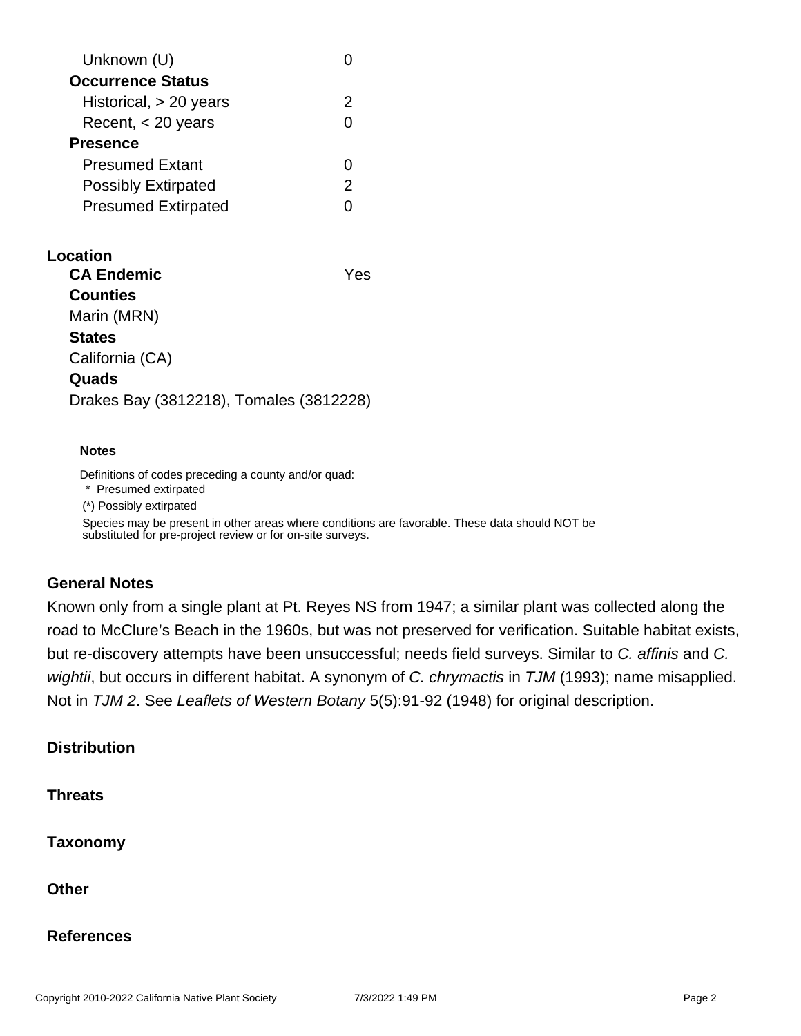| | |
|---|---|
| Unknown (U) | 0 |
| **Occurrence Status** | |
| Historical, > 20 years | 2 |
| Recent, < 20 years | 0 |
| **Presence** | |
| Presumed Extant | 0 |
| Possibly Extirpated | 2 |
| Presumed Extirpated | 0 |

## Location

**CA Endemic** Yes

**Counties**

Marin (MRN)

**States**

California (CA)

**Quads**

Drakes Bay (3812218), Tomales (3812228)

**Notes**

Definitions of codes preceding a county and/or quad:

\* Presumed extirpated

(*) Possibly extirpated

Species may be present in other areas where conditions are favorable. These data should NOT be substituted for pre-project review or for on-site surveys.

## General Notes

Known only from a single plant at Pt. Reyes NS from 1947; a similar plant was collected along the road to McClure's Beach in the 1960s, but was not preserved for verification. Suitable habitat exists, but re-discovery attempts have been unsuccessful; needs field surveys. Similar to *C. affinis* and *C. wightii*, but occurs in different habitat. A synonym of *C. chrymactis* in *TJM* (1993); name misapplied. Not in *TJM 2*. See *Leaflets of Western Botany* 5(5):91-92 (1948) for original description.

## Distribution

## Threats

## Taxonomy

## Other

## References